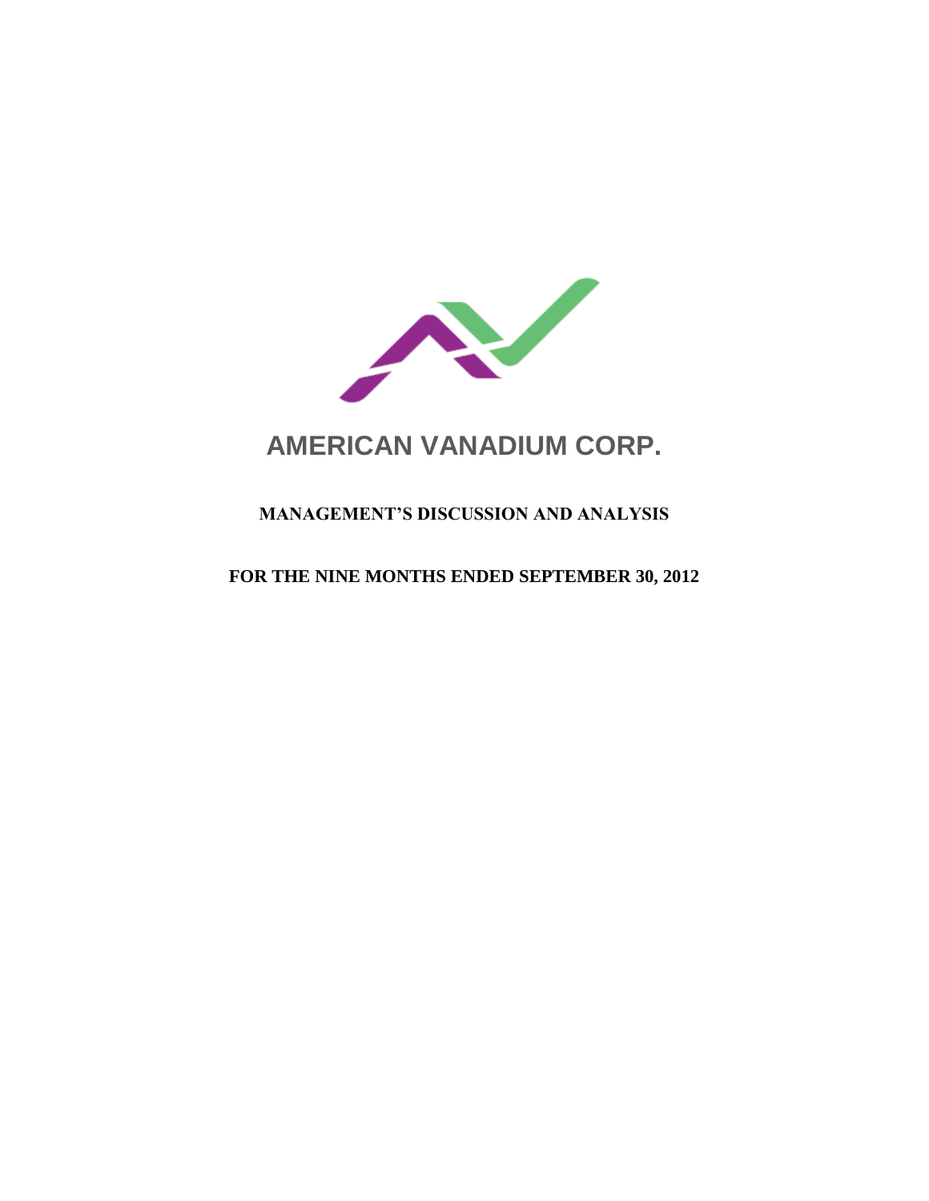# AMERICAN VANADIUM CORP.

## MANAGEMENT'S DISCUSSION AND ANALYSIS

## FOR THE NINE MONTHS ENDED SEPTEMBER 30, 2012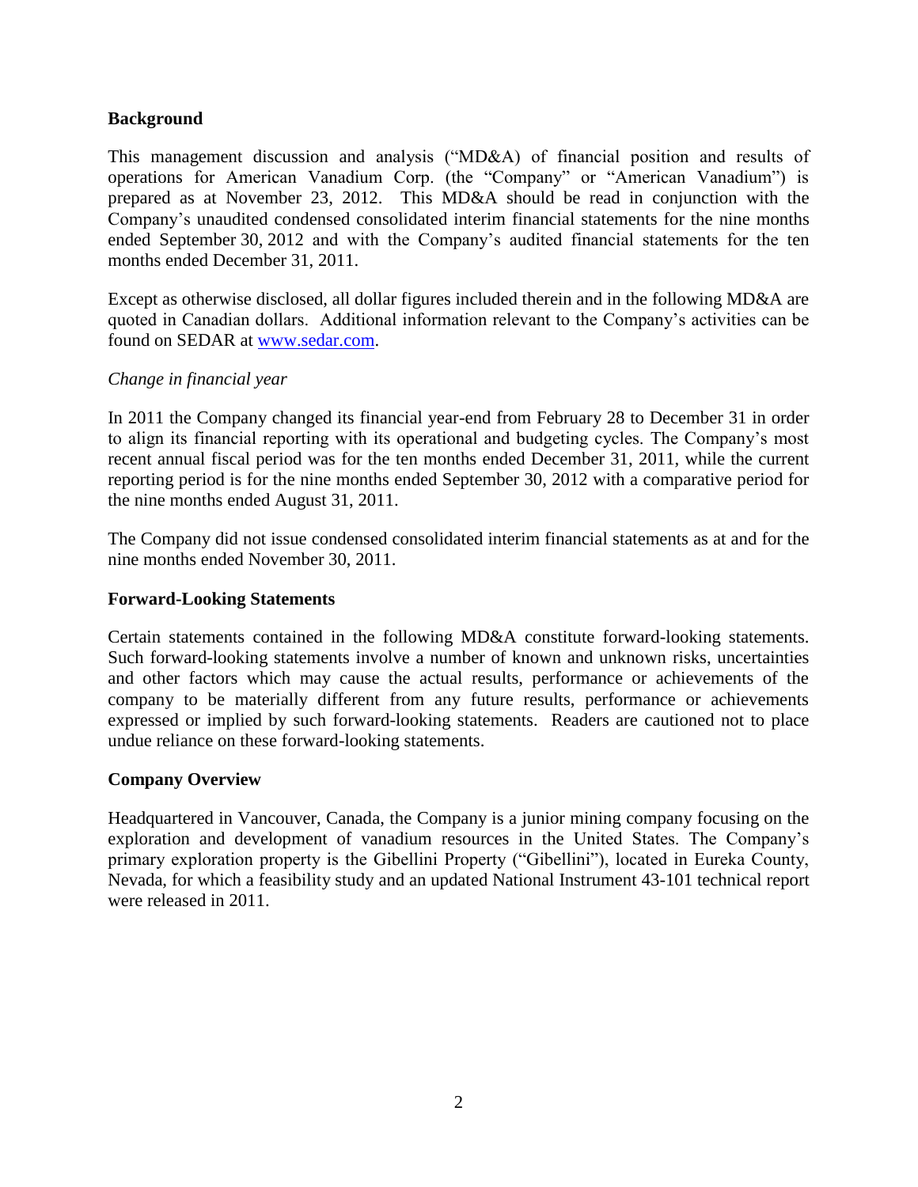## Background

This management discussion and analysis ("MD&A) of financial position and results of operations for American Vanadium Corp. (the "Company" or "American Vanadium") is prepared as at November 23, 2012. This MD&A should be read in conjunction with the Company's unaudited condensed consolidated interim financial statements for the nine months ended September 30, 2012 and with the Company's audited financial statements for the ten months ended December 31, 2011.

Except as otherwise disclosed, all dollar figures included therein and in the following MD&A are quoted in Canadian dollars. Additional information relevant to the Company's activities can be found on SEDAR at www.sedar.com.

*Change in financial year*

In 2011 the Company changed its financial year-end from February 28 to December 31 in order to align its financial reporting with its operational and budgeting cycles. The Company's most recent annual fiscal period was for the ten months ended December 31, 2011, while the current reporting period is for the nine months ended September 30, 2012 with a comparative period for the nine months ended August 31, 2011.

The Company did not issue condensed consolidated interim financial statements as at and for the nine months ended November 30, 2011.

## Forward-Looking Statements

Certain statements contained in the following MD&A constitute forward-looking statements. Such forward-looking statements involve a number of known and unknown risks, uncertainties and other factors which may cause the actual results, performance or achievements of the company to be materially different from any future results, performance or achievements expressed or implied by such forward-looking statements. Readers are cautioned not to place undue reliance on these forward-looking statements.

## Company Overview

Headquartered in Vancouver, Canada, the Company is a junior mining company focusing on the exploration and development of vanadium resources in the United States. The Company's primary exploration property is the Gibellini Property ("Gibellini"), located in Eureka County, Nevada, for which a feasibility study and an updated National Instrument 43-101 technical report were released in 2011.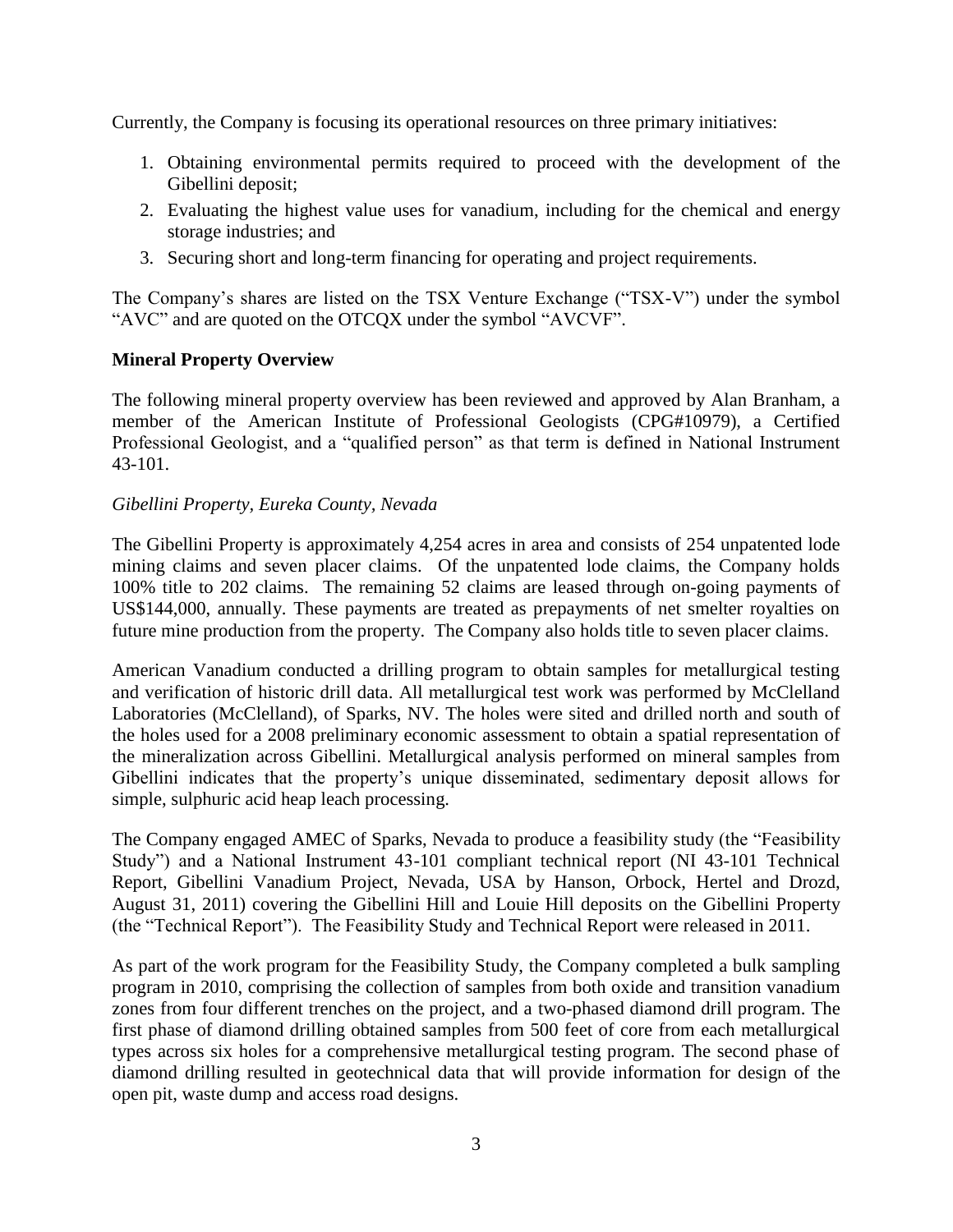Currently, the Company is focusing its operational resources on three primary initiatives:

1. Obtaining environmental permits required to proceed with the development of the Gibellini deposit;
2. Evaluating the highest value uses for vanadium, including for the chemical and energy storage industries; and
3. Securing short and long-term financing for operating and project requirements.

The Company's shares are listed on the TSX Venture Exchange ("TSX-V") under the symbol "AVC" and are quoted on the OTCQX under the symbol "AVCVF".

**Mineral Property Overview**

The following mineral property overview has been reviewed and approved by Alan Branham, a member of the American Institute of Professional Geologists (CPG#10979), a Certified Professional Geologist, and a "qualified person" as that term is defined in National Instrument 43-101.

*Gibellini Property, Eureka County, Nevada*

The Gibellini Property is approximately 4,254 acres in area and consists of 254 unpatented lode mining claims and seven placer claims. Of the unpatented lode claims, the Company holds 100% title to 202 claims. The remaining 52 claims are leased through on-going payments of US$144,000, annually. These payments are treated as prepayments of net smelter royalties on future mine production from the property. The Company also holds title to seven placer claims.

American Vanadium conducted a drilling program to obtain samples for metallurgical testing and verification of historic drill data. All metallurgical test work was performed by McClelland Laboratories (McClelland), of Sparks, NV. The holes were sited and drilled north and south of the holes used for a 2008 preliminary economic assessment to obtain a spatial representation of the mineralization across Gibellini. Metallurgical analysis performed on mineral samples from Gibellini indicates that the property's unique disseminated, sedimentary deposit allows for simple, sulphuric acid heap leach processing.

The Company engaged AMEC of Sparks, Nevada to produce a feasibility study (the "Feasibility Study") and a National Instrument 43-101 compliant technical report (NI 43-101 Technical Report, Gibellini Vanadium Project, Nevada, USA by Hanson, Orbock, Hertel and Drozd, August 31, 2011) covering the Gibellini Hill and Louie Hill deposits on the Gibellini Property (the "Technical Report"). The Feasibility Study and Technical Report were released in 2011.

As part of the work program for the Feasibility Study, the Company completed a bulk sampling program in 2010, comprising the collection of samples from both oxide and transition vanadium zones from four different trenches on the project, and a two-phased diamond drill program. The first phase of diamond drilling obtained samples from 500 feet of core from each metallurgical types across six holes for a comprehensive metallurgical testing program. The second phase of diamond drilling resulted in geotechnical data that will provide information for design of the open pit, waste dump and access road designs.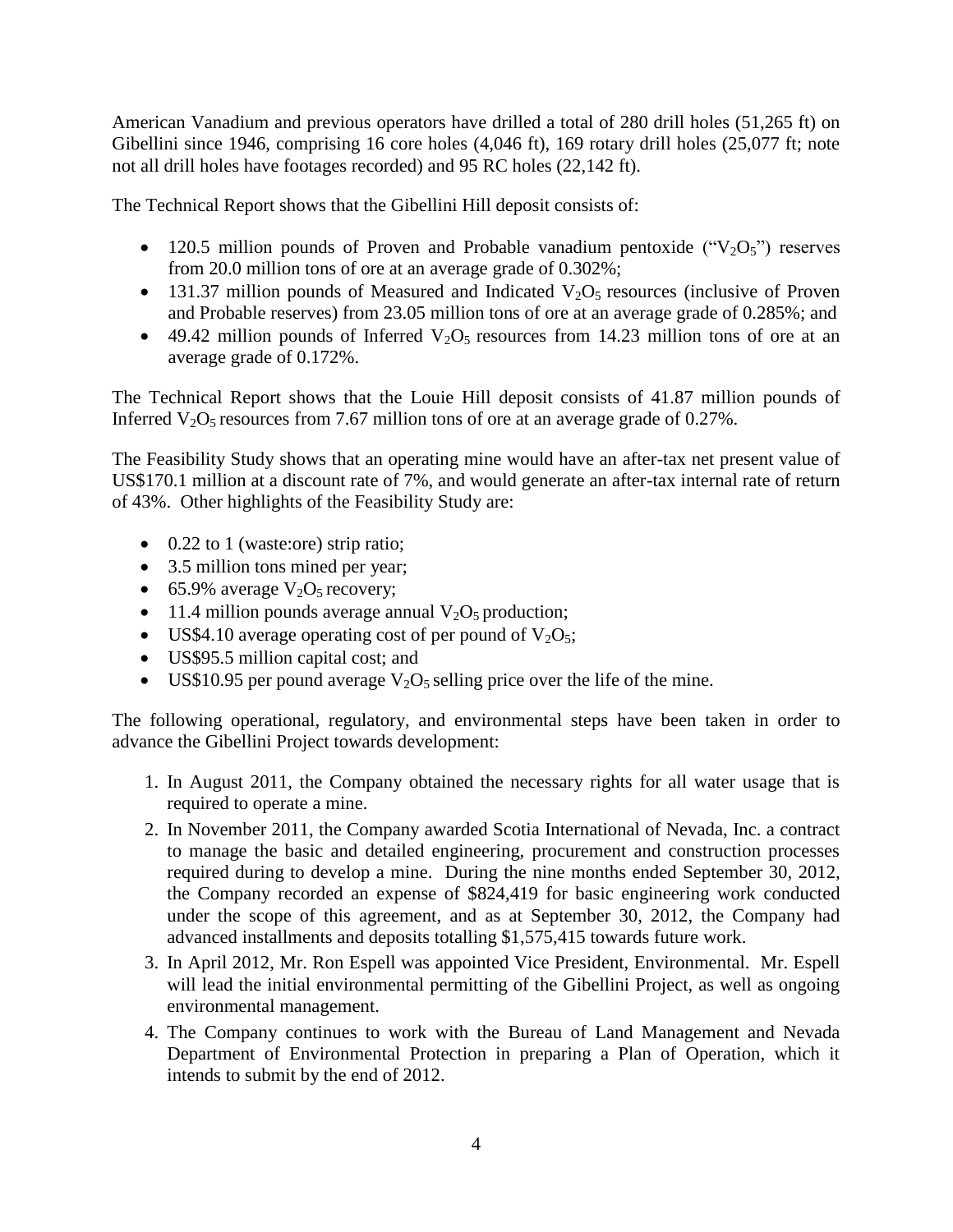American Vanadium and previous operators have drilled a total of 280 drill holes (51,265 ft) on Gibellini since 1946, comprising 16 core holes (4,046 ft), 169 rotary drill holes (25,077 ft; note not all drill holes have footages recorded) and 95 RC holes (22,142 ft).

The Technical Report shows that the Gibellini Hill deposit consists of:

- 120.5 million pounds of Proven and Probable vanadium pentoxide ("$V_2O_5$") reserves from 20.0 million tons of ore at an average grade of 0.302%;
- 131.37 million pounds of Measured and Indicated $V_2O_5$ resources (inclusive of Proven and Probable reserves) from 23.05 million tons of ore at an average grade of 0.285%; and
- 49.42 million pounds of Inferred $V_2O_5$ resources from 14.23 million tons of ore at an average grade of 0.172%.

The Technical Report shows that the Louie Hill deposit consists of 41.87 million pounds of Inferred $V_2O_5$ resources from 7.67 million tons of ore at an average grade of 0.27%.

The Feasibility Study shows that an operating mine would have an after-tax net present value of US$170.1 million at a discount rate of 7%, and would generate an after-tax internal rate of return of 43%. Other highlights of the Feasibility Study are:

- 0.22 to 1 (waste:ore) strip ratio;
- 3.5 million tons mined per year;
- 65.9% average $V_2O_5$ recovery;
- 11.4 million pounds average annual $V_2O_5$ production;
- US$4.10 average operating cost of per pound of $V_2O_5$;
- US$95.5 million capital cost; and
- US$10.95 per pound average $V_2O_5$ selling price over the life of the mine.

The following operational, regulatory, and environmental steps have been taken in order to advance the Gibellini Project towards development:

1. In August 2011, the Company obtained the necessary rights for all water usage that is required to operate a mine.
2. In November 2011, the Company awarded Scotia International of Nevada, Inc. a contract to manage the basic and detailed engineering, procurement and construction processes required during to develop a mine. During the nine months ended September 30, 2012, the Company recorded an expense of $824,419 for basic engineering work conducted under the scope of this agreement, and as at September 30, 2012, the Company had advanced installments and deposits totalling $1,575,415 towards future work.
3. In April 2012, Mr. Ron Espell was appointed Vice President, Environmental. Mr. Espell will lead the initial environmental permitting of the Gibellini Project, as well as ongoing environmental management.
4. The Company continues to work with the Bureau of Land Management and Nevada Department of Environmental Protection in preparing a Plan of Operation, which it intends to submit by the end of 2012.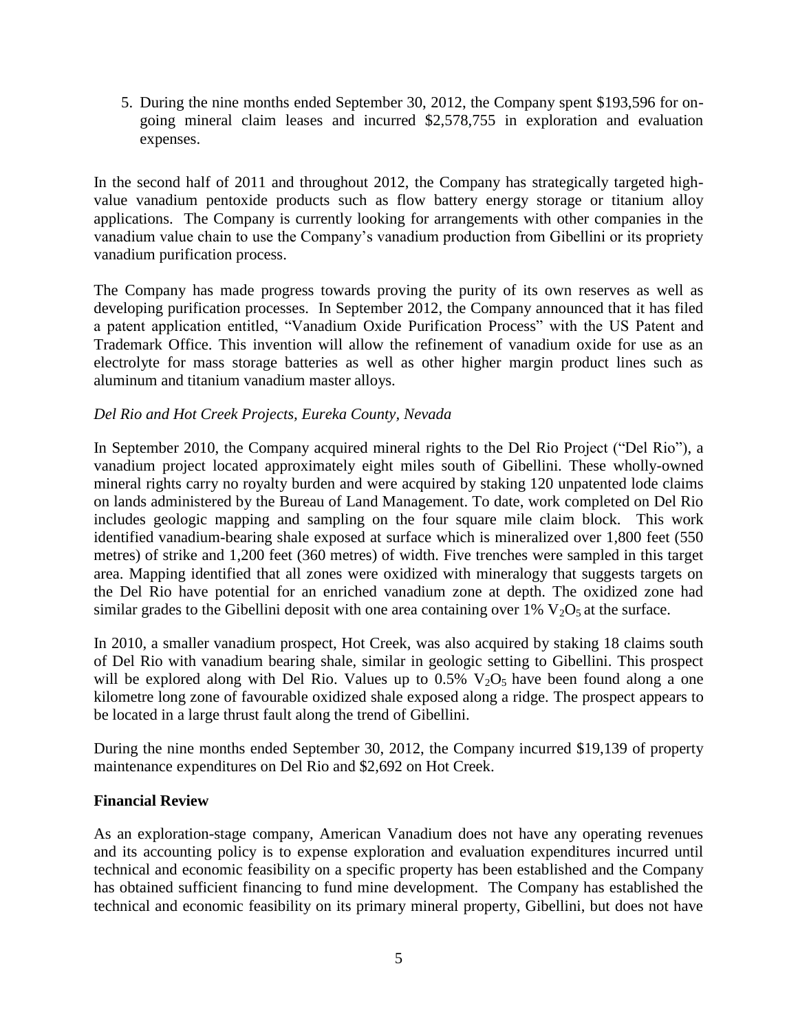5. During the nine months ended September 30, 2012, the Company spent $193,596 for on-going mineral claim leases and incurred $2,578,755 in exploration and evaluation expenses.

In the second half of 2011 and throughout 2012, the Company has strategically targeted high-value vanadium pentoxide products such as flow battery energy storage or titanium alloy applications. The Company is currently looking for arrangements with other companies in the vanadium value chain to use the Company's vanadium production from Gibellini or its propriety vanadium purification process.

The Company has made progress towards proving the purity of its own reserves as well as developing purification processes. In September 2012, the Company announced that it has filed a patent application entitled, "Vanadium Oxide Purification Process" with the US Patent and Trademark Office. This invention will allow the refinement of vanadium oxide for use as an electrolyte for mass storage batteries as well as other higher margin product lines such as aluminum and titanium vanadium master alloys.

*Del Rio and Hot Creek Projects, Eureka County, Nevada*

In September 2010, the Company acquired mineral rights to the Del Rio Project ("Del Rio"), a vanadium project located approximately eight miles south of Gibellini. These wholly-owned mineral rights carry no royalty burden and were acquired by staking 120 unpatented lode claims on lands administered by the Bureau of Land Management. To date, work completed on Del Rio includes geologic mapping and sampling on the four square mile claim block. This work identified vanadium-bearing shale exposed at surface which is mineralized over 1,800 feet (550 metres) of strike and 1,200 feet (360 metres) of width. Five trenches were sampled in this target area. Mapping identified that all zones were oxidized with mineralogy that suggests targets on the Del Rio have potential for an enriched vanadium zone at depth. The oxidized zone had similar grades to the Gibellini deposit with one area containing over 1% $V_2O_5$ at the surface.

In 2010, a smaller vanadium prospect, Hot Creek, was also acquired by staking 18 claims south of Del Rio with vanadium bearing shale, similar in geologic setting to Gibellini. This prospect will be explored along with Del Rio. Values up to 0.5% $V_2O_5$ have been found along a one kilometre long zone of favourable oxidized shale exposed along a ridge. The prospect appears to be located in a large thrust fault along the trend of Gibellini.

During the nine months ended September 30, 2012, the Company incurred $19,139 of property maintenance expenditures on Del Rio and $2,692 on Hot Creek.

**Financial Review**

As an exploration-stage company, American Vanadium does not have any operating revenues and its accounting policy is to expense exploration and evaluation expenditures incurred until technical and economic feasibility on a specific property has been established and the Company has obtained sufficient financing to fund mine development. The Company has established the technical and economic feasibility on its primary mineral property, Gibellini, but does not have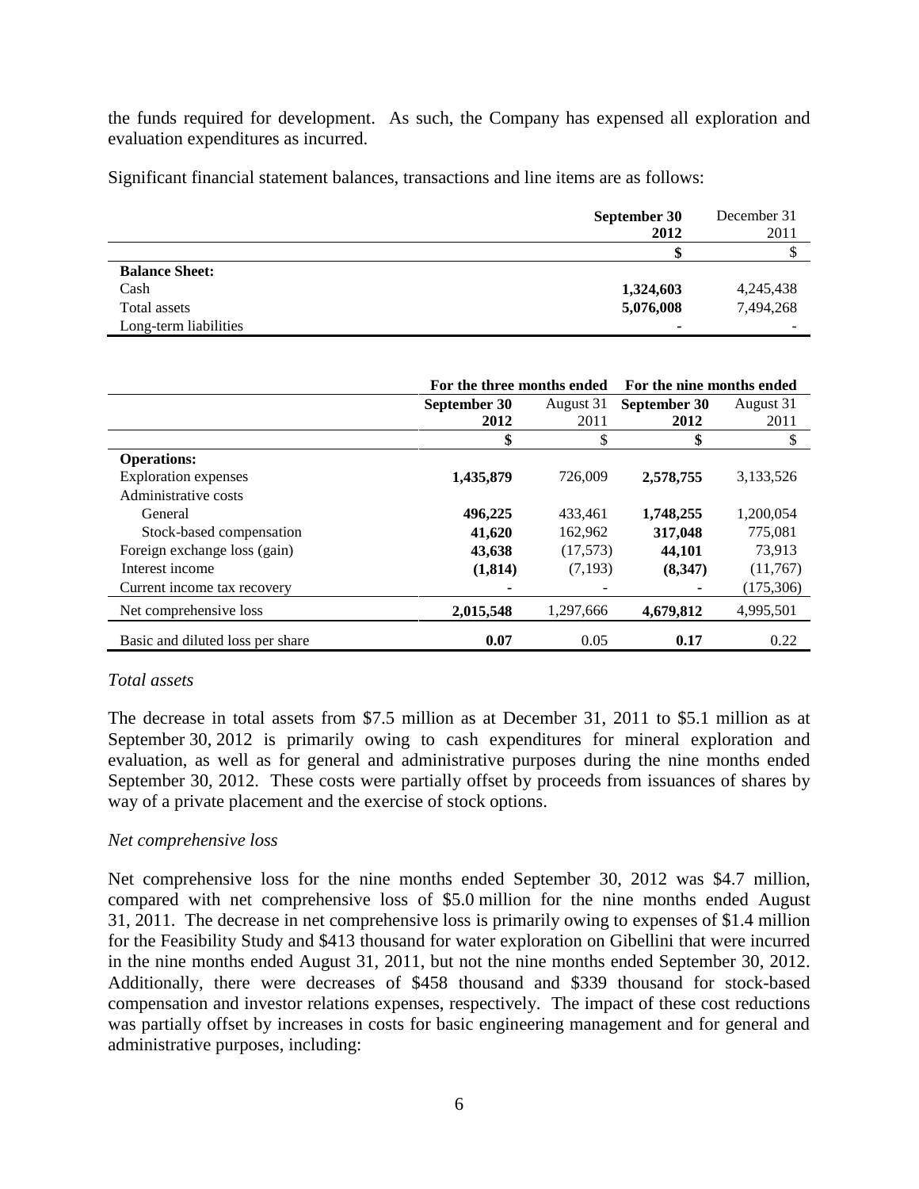the funds required for development. As such, the Company has expensed all exploration and evaluation expenditures as incurred.

Significant financial statement balances, transactions and line items are as follows:

| | **September 30 2012** | December 31 2011 |
|---|---|---|
| | **$** | $ |
| **Balance Sheet:** | | |
| Cash | **1,324,603** | 4,245,438 |
| Total assets | **5,076,008** | 7,494,268 |
| Long-term liabilities | **-** | - |

| | **For the three months ended** | | **For the nine months ended** | |
|---|---|---|---|---|
| | **September 30 2012** | August 31 2011 | **September 30 2012** | August 31 2011 |
| | **$** | $ | **$** | $ |
| **Operations:** | | | | |
| Exploration expenses | **1,435,879** | 726,009 | **2,578,755** | 3,133,526 |
| Administrative costs | | | | |
| General | **496,225** | 433,461 | **1,748,255** | 1,200,054 |
| Stock-based compensation | **41,620** | 162,962 | **317,048** | 775,081 |
| Foreign exchange loss (gain) | **43,638** | (17,573) | **44,101** | 73,913 |
| Interest income | **(1,814)** | (7,193) | **(8,347)** | (11,767) |
| Current income tax recovery | **-** | - | **-** | (175,306) |
| Net comprehensive loss | **2,015,548** | 1,297,666 | **4,679,812** | 4,995,501 |
| Basic and diluted loss per share | **0.07** | 0.05 | **0.17** | 0.22 |

*Total assets*

The decrease in total assets from $7.5 million as at December 31, 2011 to $5.1 million as at September 30, 2012 is primarily owing to cash expenditures for mineral exploration and evaluation, as well as for general and administrative purposes during the nine months ended September 30, 2012. These costs were partially offset by proceeds from issuances of shares by way of a private placement and the exercise of stock options.

*Net comprehensive loss*

Net comprehensive loss for the nine months ended September 30, 2012 was $4.7 million, compared with net comprehensive loss of $5.0 million for the nine months ended August 31, 2011. The decrease in net comprehensive loss is primarily owing to expenses of $1.4 million for the Feasibility Study and $413 thousand for water exploration on Gibellini that were incurred in the nine months ended August 31, 2011, but not the nine months ended September 30, 2012. Additionally, there were decreases of $458 thousand and $339 thousand for stock-based compensation and investor relations expenses, respectively. The impact of these cost reductions was partially offset by increases in costs for basic engineering management and for general and administrative purposes, including: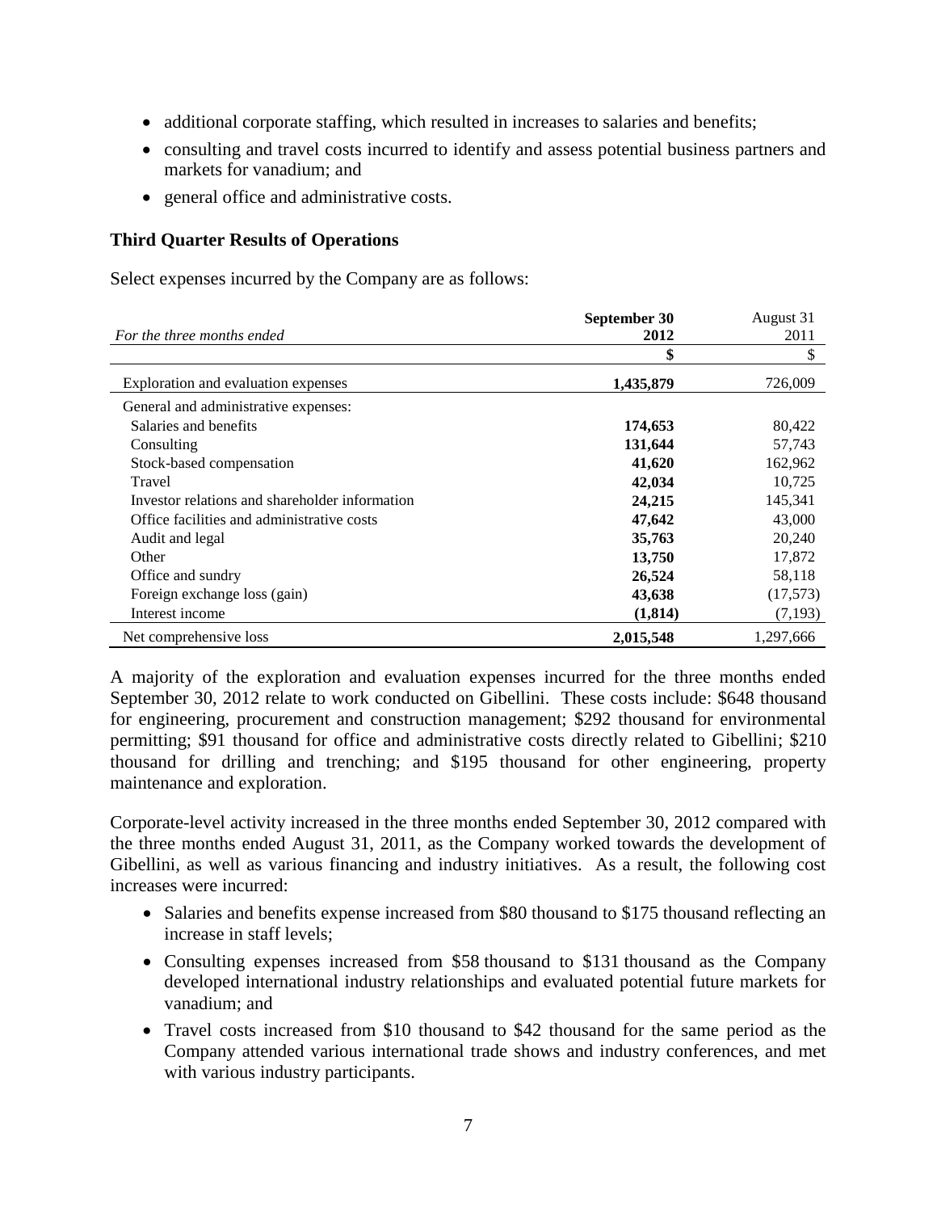- additional corporate staffing, which resulted in increases to salaries and benefits;
- consulting and travel costs incurred to identify and assess potential business partners and markets for vanadium; and
- general office and administrative costs.

### Third Quarter Results of Operations

Select expenses incurred by the Company are as follows:

| *For the three months ended* | **September 30 2012** | August 31 2011 |
|---|---|---|
| | **$** | $ |
| Exploration and evaluation expenses | **1,435,879** | 726,009 |
| General and administrative expenses: | | |
| Salaries and benefits | **174,653** | 80,422 |
| Consulting | **131,644** | 57,743 |
| Stock-based compensation | **41,620** | 162,962 |
| Travel | **42,034** | 10,725 |
| Investor relations and shareholder information | **24,215** | 145,341 |
| Office facilities and administrative costs | **47,642** | 43,000 |
| Audit and legal | **35,763** | 20,240 |
| Other | **13,750** | 17,872 |
| Office and sundry | **26,524** | 58,118 |
| Foreign exchange loss (gain) | **43,638** | (17,573) |
| Interest income | **(1,814)** | (7,193) |
| Net comprehensive loss | **2,015,548** | 1,297,666 |

A majority of the exploration and evaluation expenses incurred for the three months ended September 30, 2012 relate to work conducted on Gibellini. These costs include: $648 thousand for engineering, procurement and construction management; $292 thousand for environmental permitting; $91 thousand for office and administrative costs directly related to Gibellini; $210 thousand for drilling and trenching; and $195 thousand for other engineering, property maintenance and exploration.

Corporate-level activity increased in the three months ended September 30, 2012 compared with the three months ended August 31, 2011, as the Company worked towards the development of Gibellini, as well as various financing and industry initiatives. As a result, the following cost increases were incurred:

- Salaries and benefits expense increased from $80 thousand to $175 thousand reflecting an increase in staff levels;
- Consulting expenses increased from $58 thousand to $131 thousand as the Company developed international industry relationships and evaluated potential future markets for vanadium; and
- Travel costs increased from $10 thousand to $42 thousand for the same period as the Company attended various international trade shows and industry conferences, and met with various industry participants.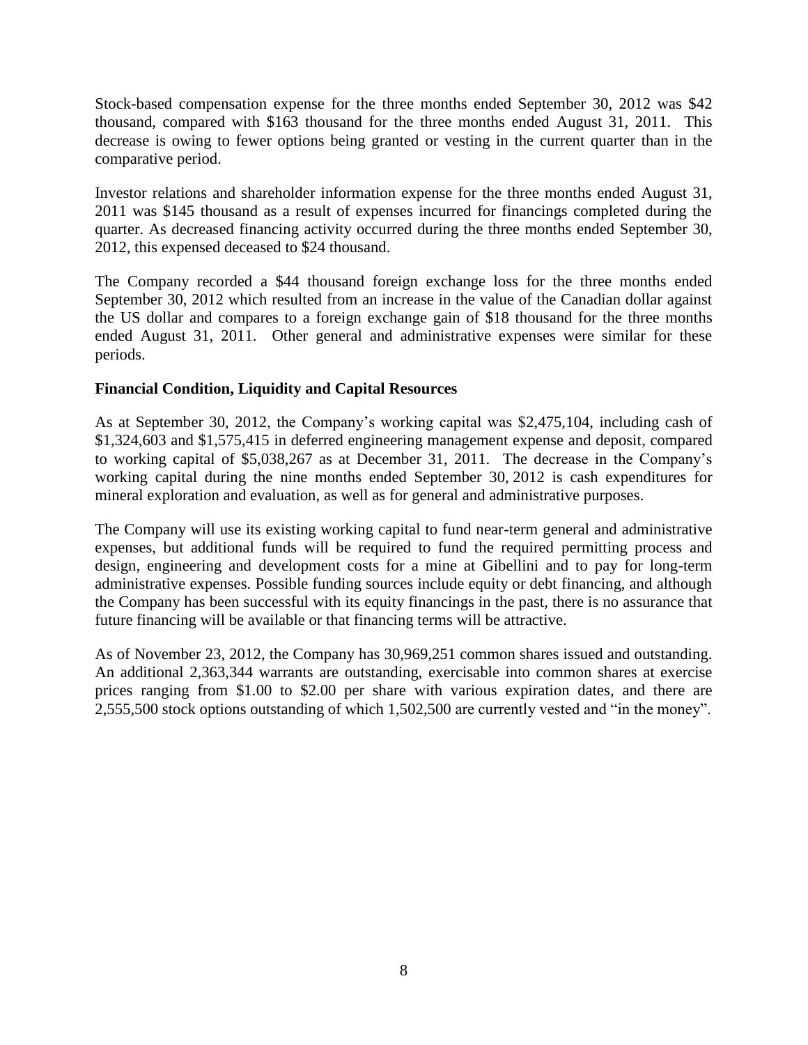Stock-based compensation expense for the three months ended September 30, 2012 was $42 thousand, compared with $163 thousand for the three months ended August 31, 2011. This decrease is owing to fewer options being granted or vesting in the current quarter than in the comparative period.

Investor relations and shareholder information expense for the three months ended August 31, 2011 was $145 thousand as a result of expenses incurred for financings completed during the quarter. As decreased financing activity occurred during the three months ended September 30, 2012, this expensed deceased to $24 thousand.

The Company recorded a $44 thousand foreign exchange loss for the three months ended September 30, 2012 which resulted from an increase in the value of the Canadian dollar against the US dollar and compares to a foreign exchange gain of $18 thousand for the three months ended August 31, 2011. Other general and administrative expenses were similar for these periods.

**Financial Condition, Liquidity and Capital Resources**

As at September 30, 2012, the Company's working capital was $2,475,104, including cash of $1,324,603 and $1,575,415 in deferred engineering management expense and deposit, compared to working capital of $5,038,267 as at December 31, 2011. The decrease in the Company's working capital during the nine months ended September 30, 2012 is cash expenditures for mineral exploration and evaluation, as well as for general and administrative purposes.

The Company will use its existing working capital to fund near-term general and administrative expenses, but additional funds will be required to fund the required permitting process and design, engineering and development costs for a mine at Gibellini and to pay for long-term administrative expenses. Possible funding sources include equity or debt financing, and although the Company has been successful with its equity financings in the past, there is no assurance that future financing will be available or that financing terms will be attractive.

As of November 23, 2012, the Company has 30,969,251 common shares issued and outstanding. An additional 2,363,344 warrants are outstanding, exercisable into common shares at exercise prices ranging from $1.00 to $2.00 per share with various expiration dates, and there are 2,555,500 stock options outstanding of which 1,502,500 are currently vested and "in the money".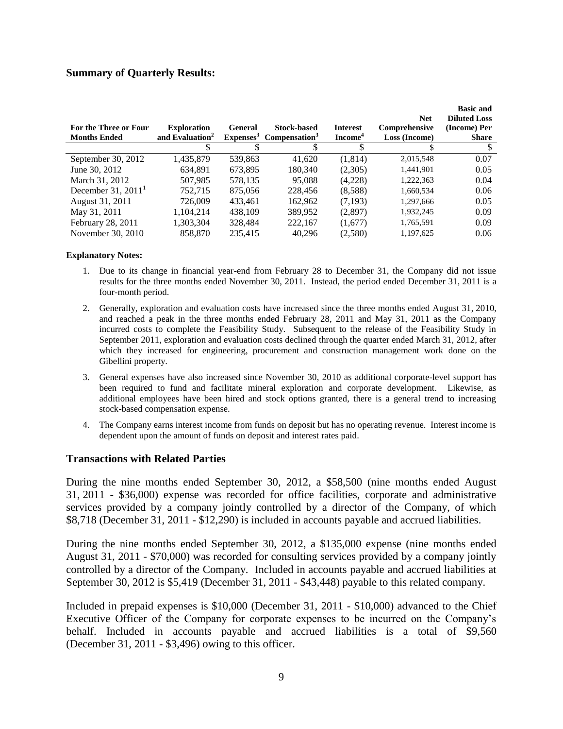## Summary of Quarterly Results:

| For the Three or Four Months Ended | Exploration and Evaluation[2] | General Expenses[3] | Stock-based Compensation[3] | Interest Income[4] | Net Comprehensive Loss (Income) | Basic and Diluted Loss (Income) Per Share |
|---|---|---|---|---|---|---|
| | $ | $ | $ | $ | $ | $ |
| September 30, 2012 | 1,435,879 | 539,863 | 41,620 | (1,814) | 2,015,548 | 0.07 |
| June 30, 2012 | 634,891 | 673,895 | 180,340 | (2,305) | 1,441,901 | 0.05 |
| March 31, 2012 | 507,985 | 578,135 | 95,088 | (4,228) | 1,222,363 | 0.04 |
| December 31, 2011[1] | 752,715 | 875,056 | 228,456 | (8,588) | 1,660,534 | 0.06 |
| August 31, 2011 | 726,009 | 433,461 | 162,962 | (7,193) | 1,297,666 | 0.05 |
| May 31, 2011 | 1,104,214 | 438,109 | 389,952 | (2,897) | 1,932,245 | 0.09 |
| February 28, 2011 | 1,303,304 | 328,484 | 222,167 | (1,677) | 1,765,591 | 0.09 |
| November 30, 2010 | 858,870 | 235,415 | 40,296 | (2,580) | 1,197,625 | 0.06 |

**Explanatory Notes:**

1. Due to its change in financial year-end from February 28 to December 31, the Company did not issue results for the three months ended November 30, 2011. Instead, the period ended December 31, 2011 is a four-month period.
2. Generally, exploration and evaluation costs have increased since the three months ended August 31, 2010, and reached a peak in the three months ended February 28, 2011 and May 31, 2011 as the Company incurred costs to complete the Feasibility Study. Subsequent to the release of the Feasibility Study in September 2011, exploration and evaluation costs declined through the quarter ended March 31, 2012, after which they increased for engineering, procurement and construction management work done on the Gibellini property.
3. General expenses have also increased since November 30, 2010 as additional corporate-level support has been required to fund and facilitate mineral exploration and corporate development. Likewise, as additional employees have been hired and stock options granted, there is a general trend to increasing stock-based compensation expense.
4. The Company earns interest income from funds on deposit but has no operating revenue. Interest income is dependent upon the amount of funds on deposit and interest rates paid.

## Transactions with Related Parties

During the nine months ended September 30, 2012, a $58,500 (nine months ended August 31, 2011 - $36,000) expense was recorded for office facilities, corporate and administrative services provided by a company jointly controlled by a director of the Company, of which $8,718 (December 31, 2011 - $12,290) is included in accounts payable and accrued liabilities.

During the nine months ended September 30, 2012, a $135,000 expense (nine months ended August 31, 2011 - $70,000) was recorded for consulting services provided by a company jointly controlled by a director of the Company. Included in accounts payable and accrued liabilities at September 30, 2012 is $5,419 (December 31, 2011 - $43,448) payable to this related company.

Included in prepaid expenses is $10,000 (December 31, 2011 - $10,000) advanced to the Chief Executive Officer of the Company for corporate expenses to be incurred on the Company's behalf. Included in accounts payable and accrued liabilities is a total of $9,560 (December 31, 2011 - $3,496) owing to this officer.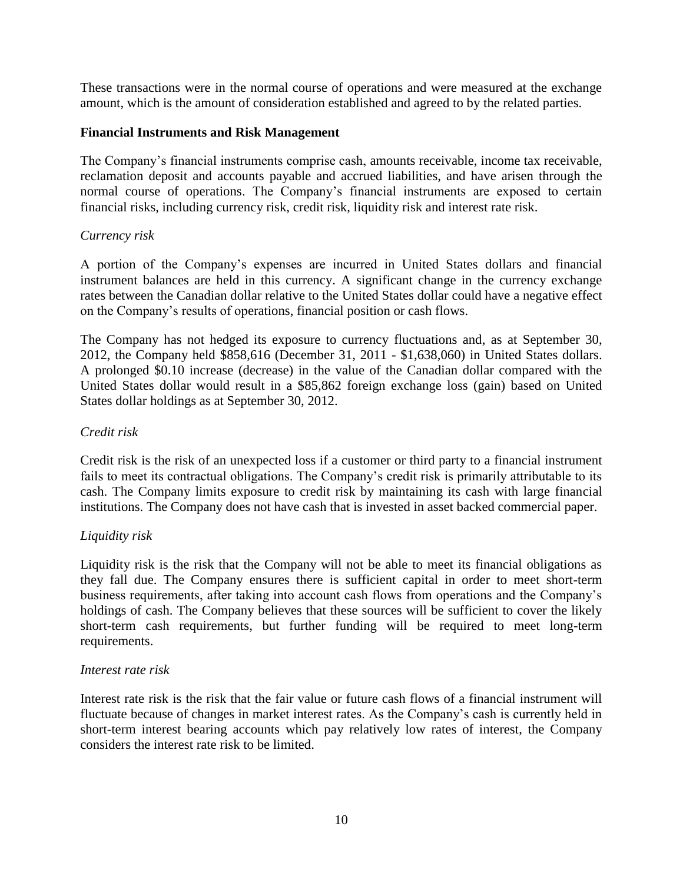These transactions were in the normal course of operations and were measured at the exchange amount, which is the amount of consideration established and agreed to by the related parties.

**Financial Instruments and Risk Management**

The Company's financial instruments comprise cash, amounts receivable, income tax receivable, reclamation deposit and accounts payable and accrued liabilities, and have arisen through the normal course of operations. The Company's financial instruments are exposed to certain financial risks, including currency risk, credit risk, liquidity risk and interest rate risk.

*Currency risk*

A portion of the Company's expenses are incurred in United States dollars and financial instrument balances are held in this currency. A significant change in the currency exchange rates between the Canadian dollar relative to the United States dollar could have a negative effect on the Company's results of operations, financial position or cash flows.

The Company has not hedged its exposure to currency fluctuations and, as at September 30, 2012, the Company held $858,616 (December 31, 2011 - $1,638,060) in United States dollars. A prolonged $0.10 increase (decrease) in the value of the Canadian dollar compared with the United States dollar would result in a $85,862 foreign exchange loss (gain) based on United States dollar holdings as at September 30, 2012.

*Credit risk*

Credit risk is the risk of an unexpected loss if a customer or third party to a financial instrument fails to meet its contractual obligations. The Company's credit risk is primarily attributable to its cash. The Company limits exposure to credit risk by maintaining its cash with large financial institutions. The Company does not have cash that is invested in asset backed commercial paper.

*Liquidity risk*

Liquidity risk is the risk that the Company will not be able to meet its financial obligations as they fall due. The Company ensures there is sufficient capital in order to meet short-term business requirements, after taking into account cash flows from operations and the Company's holdings of cash. The Company believes that these sources will be sufficient to cover the likely short-term cash requirements, but further funding will be required to meet long-term requirements.

*Interest rate risk*

Interest rate risk is the risk that the fair value or future cash flows of a financial instrument will fluctuate because of changes in market interest rates. As the Company's cash is currently held in short-term interest bearing accounts which pay relatively low rates of interest, the Company considers the interest rate risk to be limited.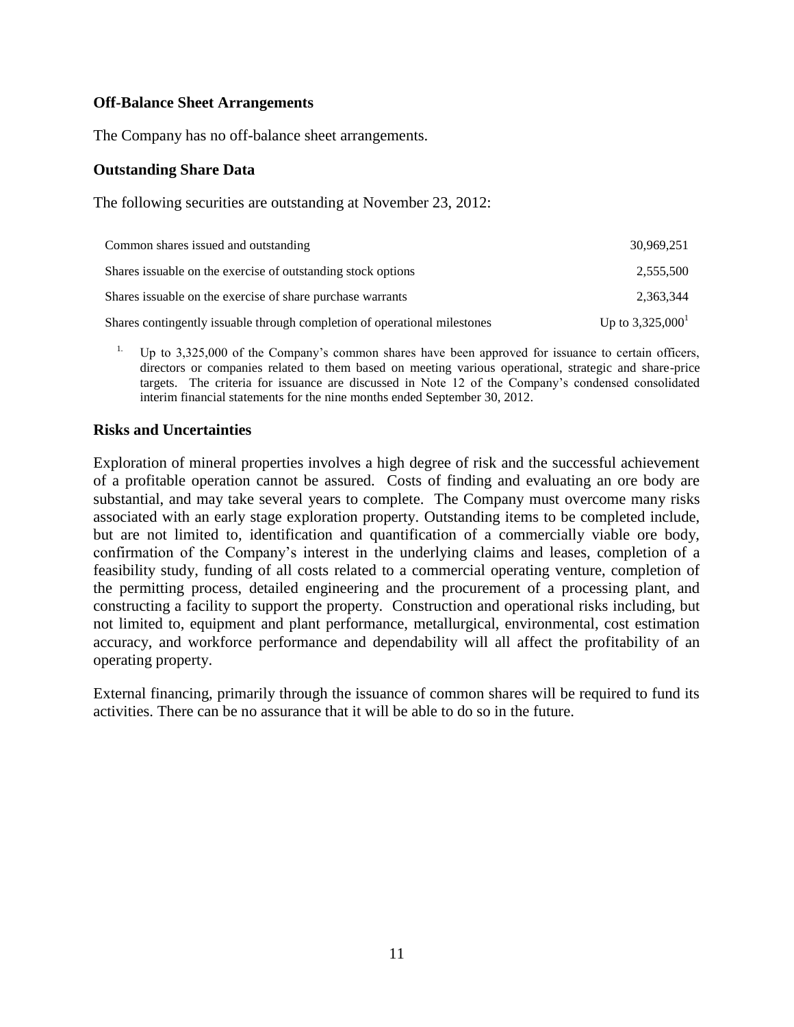### Off-Balance Sheet Arrangements

The Company has no off-balance sheet arrangements.

### Outstanding Share Data

The following securities are outstanding at November 23, 2012:

| | |
|---|---|
| Common shares issued and outstanding | 30,969,251 |
| Shares issuable on the exercise of outstanding stock options | 2,555,500 |
| Shares issuable on the exercise of share purchase warrants | 2,363,344 |
| Shares contingently issuable through completion of operational milestones | Up to 3,325,000[1] |

1. Up to 3,325,000 of the Company's common shares have been approved for issuance to certain officers, directors or companies related to them based on meeting various operational, strategic and share-price targets. The criteria for issuance are discussed in Note 12 of the Company's condensed consolidated interim financial statements for the nine months ended September 30, 2012.

### Risks and Uncertainties

Exploration of mineral properties involves a high degree of risk and the successful achievement of a profitable operation cannot be assured. Costs of finding and evaluating an ore body are substantial, and may take several years to complete. The Company must overcome many risks associated with an early stage exploration property. Outstanding items to be completed include, but are not limited to, identification and quantification of a commercially viable ore body, confirmation of the Company's interest in the underlying claims and leases, completion of a feasibility study, funding of all costs related to a commercial operating venture, completion of the permitting process, detailed engineering and the procurement of a processing plant, and constructing a facility to support the property. Construction and operational risks including, but not limited to, equipment and plant performance, metallurgical, environmental, cost estimation accuracy, and workforce performance and dependability will all affect the profitability of an operating property.

External financing, primarily through the issuance of common shares will be required to fund its activities. There can be no assurance that it will be able to do so in the future.